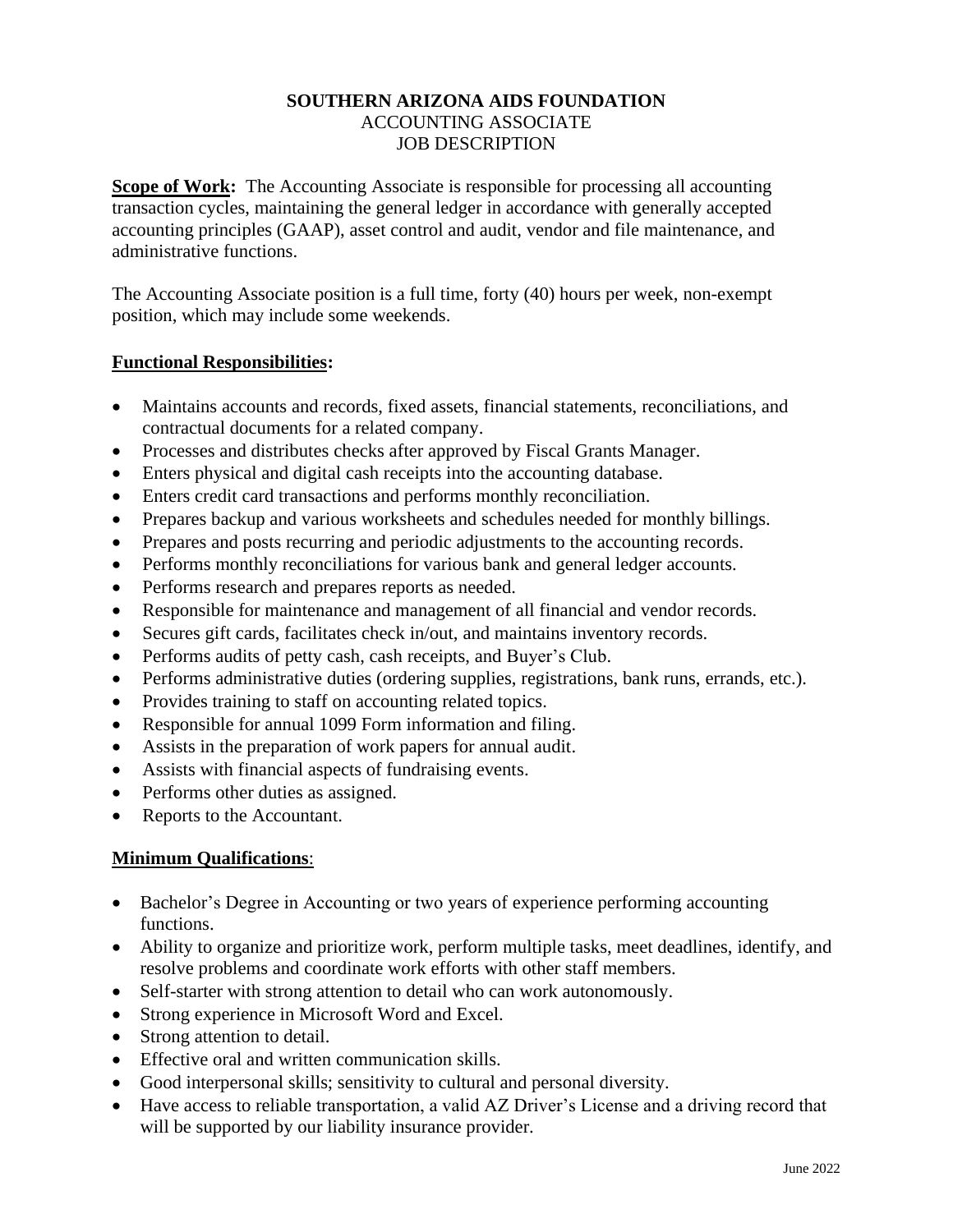# SOUTHERN ARIZONA AIDS FOUNDATION

ACCOUNTING ASSOCIATE
JOB DESCRIPTION

**Scope of Work:** The Accounting Associate is responsible for processing all accounting transaction cycles, maintaining the general ledger in accordance with generally accepted accounting principles (GAAP), asset control and audit, vendor and file maintenance, and administrative functions.

The Accounting Associate position is a full time, forty (40) hours per week, non-exempt position, which may include some weekends.

**Functional Responsibilities:**

- Maintains accounts and records, fixed assets, financial statements, reconciliations, and contractual documents for a related company.
- Processes and distributes checks after approved by Fiscal Grants Manager.
- Enters physical and digital cash receipts into the accounting database.
- Enters credit card transactions and performs monthly reconciliation.
- Prepares backup and various worksheets and schedules needed for monthly billings.
- Prepares and posts recurring and periodic adjustments to the accounting records.
- Performs monthly reconciliations for various bank and general ledger accounts.
- Performs research and prepares reports as needed.
- Responsible for maintenance and management of all financial and vendor records.
- Secures gift cards, facilitates check in/out, and maintains inventory records.
- Performs audits of petty cash, cash receipts, and Buyer's Club.
- Performs administrative duties (ordering supplies, registrations, bank runs, errands, etc.).
- Provides training to staff on accounting related topics.
- Responsible for annual 1099 Form information and filing.
- Assists in the preparation of work papers for annual audit.
- Assists with financial aspects of fundraising events.
- Performs other duties as assigned.
- Reports to the Accountant.

**Minimum Qualifications**:

- Bachelor's Degree in Accounting or two years of experience performing accounting functions.
- Ability to organize and prioritize work, perform multiple tasks, meet deadlines, identify, and resolve problems and coordinate work efforts with other staff members.
- Self-starter with strong attention to detail who can work autonomously.
- Strong experience in Microsoft Word and Excel.
- Strong attention to detail.
- Effective oral and written communication skills.
- Good interpersonal skills; sensitivity to cultural and personal diversity.
- Have access to reliable transportation, a valid AZ Driver's License and a driving record that will be supported by our liability insurance provider.

June 2022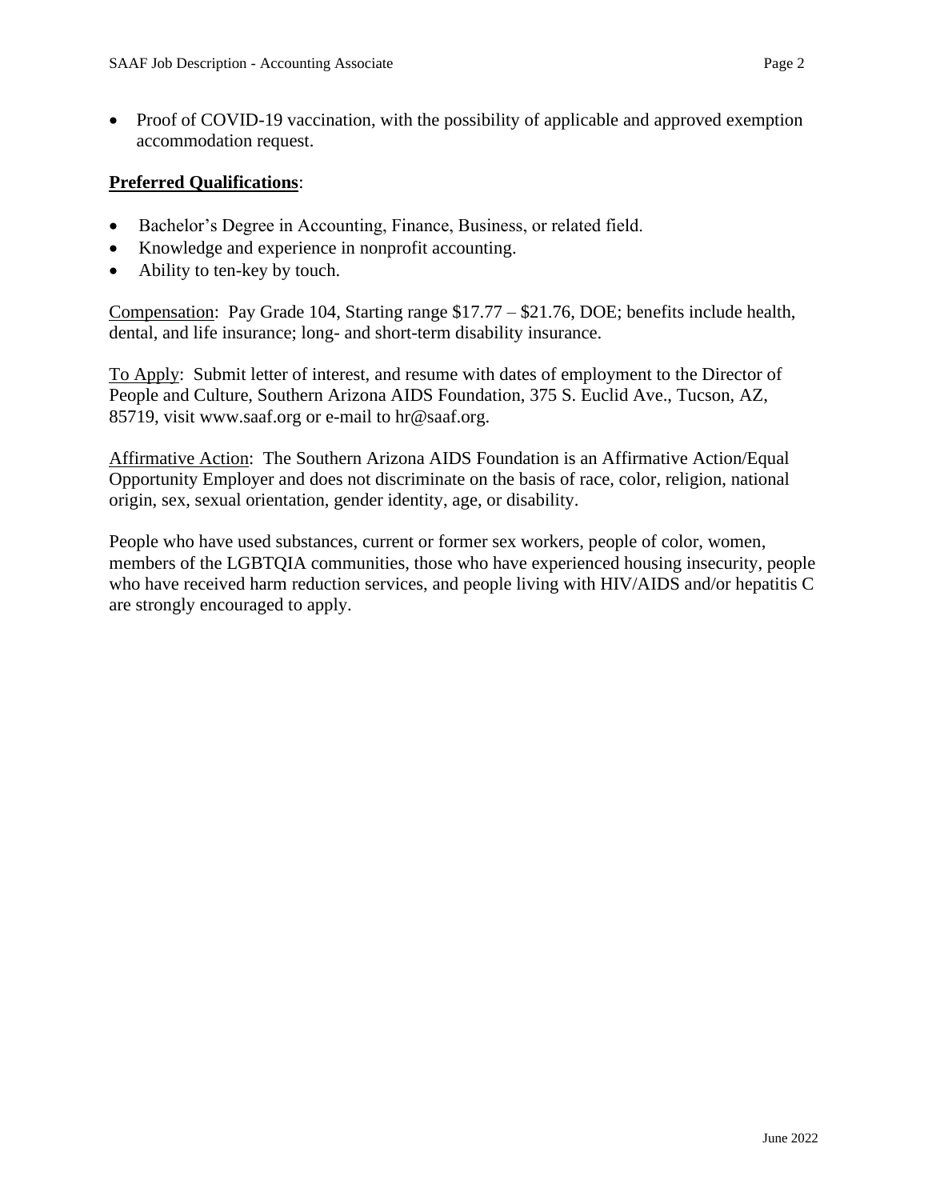- Proof of COVID-19 vaccination, with the possibility of applicable and approved exemption accommodation request.

**Preferred Qualifications**:

- Bachelor's Degree in Accounting, Finance, Business, or related field.
- Knowledge and experience in nonprofit accounting.
- Ability to ten-key by touch.

Compensation: Pay Grade 104, Starting range $17.77 – $21.76, DOE; benefits include health, dental, and life insurance; long- and short-term disability insurance.

To Apply: Submit letter of interest, and resume with dates of employment to the Director of People and Culture, Southern Arizona AIDS Foundation, 375 S. Euclid Ave., Tucson, AZ, 85719, visit www.saaf.org or e-mail to hr@saaf.org.

Affirmative Action: The Southern Arizona AIDS Foundation is an Affirmative Action/Equal Opportunity Employer and does not discriminate on the basis of race, color, religion, national origin, sex, sexual orientation, gender identity, age, or disability.

People who have used substances, current or former sex workers, people of color, women, members of the LGBTQIA communities, those who have experienced housing insecurity, people who have received harm reduction services, and people living with HIV/AIDS and/or hepatitis C are strongly encouraged to apply.

June 2022